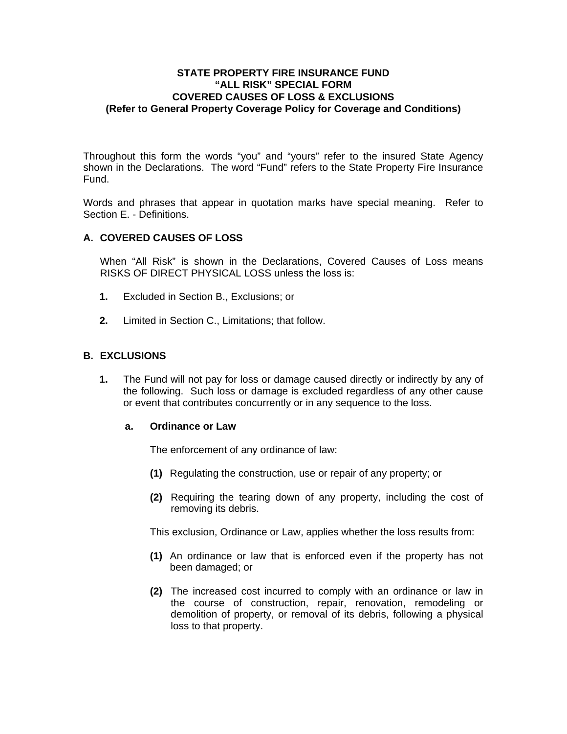# STATE PROPERTY FIRE INSURANCE FUND
## "ALL RISK" SPECIAL FORM
## COVERED CAUSES OF LOSS & EXCLUSIONS
### (Refer to General Property Coverage Policy for Coverage and Conditions)

Throughout this form the words "you" and "yours" refer to the insured State Agency shown in the Declarations. The word "Fund" refers to the State Property Fire Insurance Fund.

Words and phrases that appear in quotation marks have special meaning. Refer to Section E. - Definitions.

## A. COVERED CAUSES OF LOSS

When "All Risk" is shown in the Declarations, Covered Causes of Loss means RISKS OF DIRECT PHYSICAL LOSS unless the loss is:

**1.** Excluded in Section B., Exclusions; or

**2.** Limited in Section C., Limitations; that follow.

## B. EXCLUSIONS

**1.** The Fund will not pay for loss or damage caused directly or indirectly by any of the following. Such loss or damage is excluded regardless of any other cause or event that contributes concurrently or in any sequence to the loss.

**a. Ordinance or Law**

The enforcement of any ordinance of law:

**(1)** Regulating the construction, use or repair of any property; or

**(2)** Requiring the tearing down of any property, including the cost of removing its debris.

This exclusion, Ordinance or Law, applies whether the loss results from:

**(1)** An ordinance or law that is enforced even if the property has not been damaged; or

**(2)** The increased cost incurred to comply with an ordinance or law in the course of construction, repair, renovation, remodeling or demolition of property, or removal of its debris, following a physical loss to that property.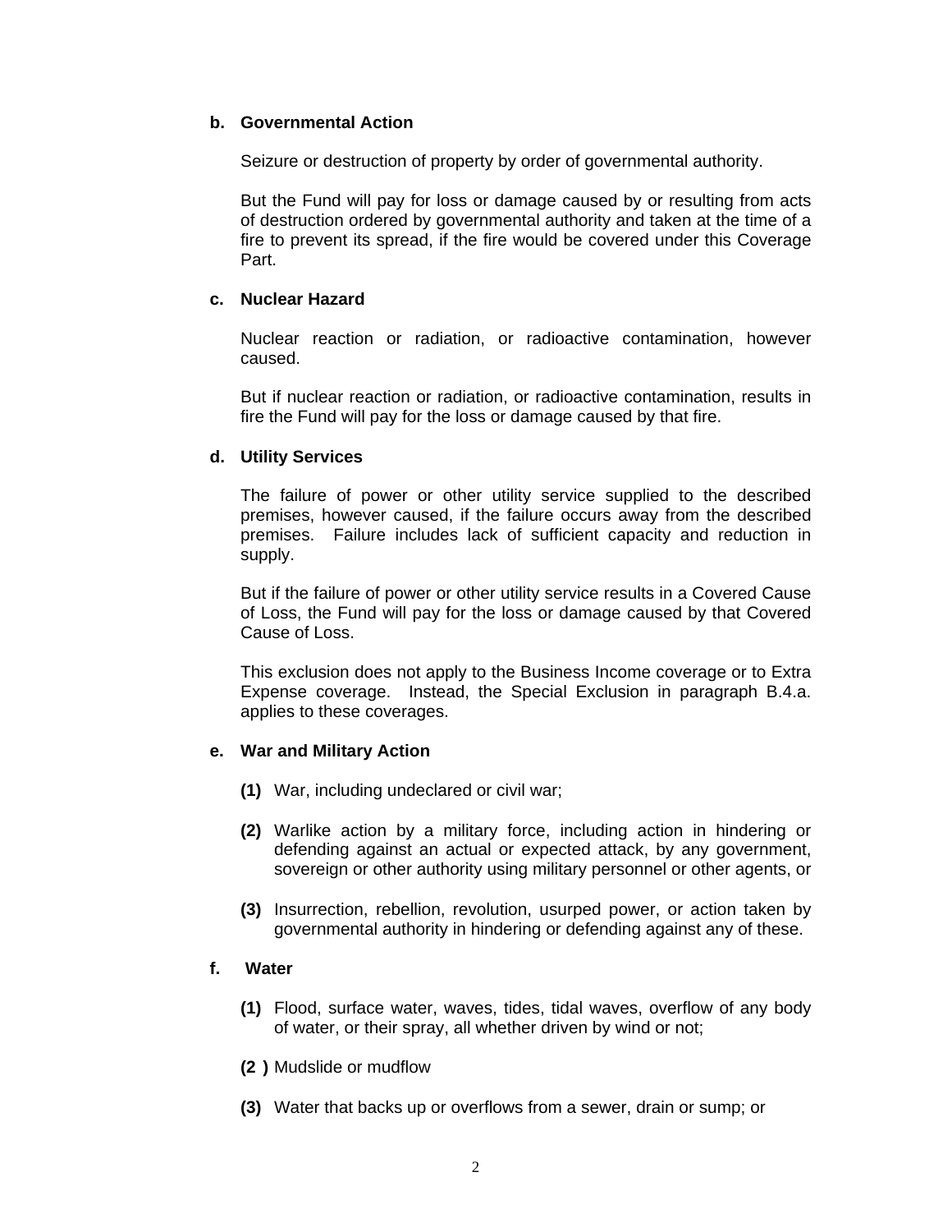**b. Governmental Action**

Seizure or destruction of property by order of governmental authority.

But the Fund will pay for loss or damage caused by or resulting from acts of destruction ordered by governmental authority and taken at the time of a fire to prevent its spread, if the fire would be covered under this Coverage Part.

**c. Nuclear Hazard**

Nuclear reaction or radiation, or radioactive contamination, however caused.

But if nuclear reaction or radiation, or radioactive contamination, results in fire the Fund will pay for the loss or damage caused by that fire.

**d. Utility Services**

The failure of power or other utility service supplied to the described premises, however caused, if the failure occurs away from the described premises. Failure includes lack of sufficient capacity and reduction in supply.

But if the failure of power or other utility service results in a Covered Cause of Loss, the Fund will pay for the loss or damage caused by that Covered Cause of Loss.

This exclusion does not apply to the Business Income coverage or to Extra Expense coverage. Instead, the Special Exclusion in paragraph B.4.a. applies to these coverages.

**e. War and Military Action**

**(1)** War, including undeclared or civil war;

**(2)** Warlike action by a military force, including action in hindering or defending against an actual or expected attack, by any government, sovereign or other authority using military personnel or other agents, or

**(3)** Insurrection, rebellion, revolution, usurped power, or action taken by governmental authority in hindering or defending against any of these.

**f. Water**

**(1)** Flood, surface water, waves, tides, tidal waves, overflow of any body of water, or their spray, all whether driven by wind or not;

**(2 )** Mudslide or mudflow

**(3)** Water that backs up or overflows from a sewer, drain or sump; or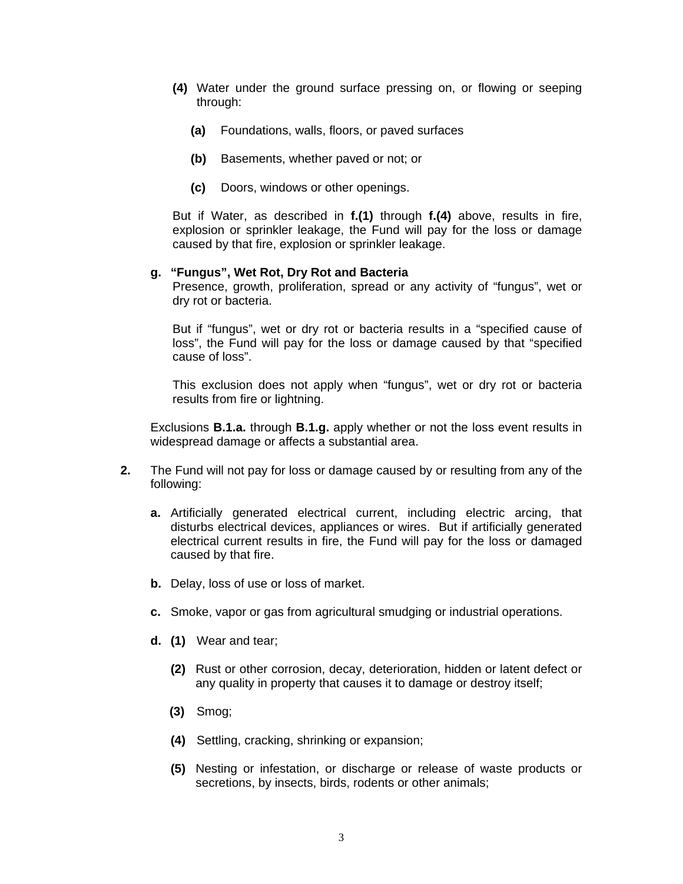**(4)** Water under the ground surface pressing on, or flowing or seeping through:

**(a)** Foundations, walls, floors, or paved surfaces

**(b)** Basements, whether paved or not; or

**(c)** Doors, windows or other openings.

But if Water, as described in **f.(1)** through **f.(4)** above, results in fire, explosion or sprinkler leakage, the Fund will pay for the loss or damage caused by that fire, explosion or sprinkler leakage.

**g. "Fungus", Wet Rot, Dry Rot and Bacteria**
Presence, growth, proliferation, spread or any activity of "fungus", wet or dry rot or bacteria.

But if "fungus", wet or dry rot or bacteria results in a "specified cause of loss", the Fund will pay for the loss or damage caused by that "specified cause of loss".

This exclusion does not apply when "fungus", wet or dry rot or bacteria results from fire or lightning.

Exclusions **B.1.a.** through **B.1.g.** apply whether or not the loss event results in widespread damage or affects a substantial area.

**2.** The Fund will not pay for loss or damage caused by or resulting from any of the following:

**a.** Artificially generated electrical current, including electric arcing, that disturbs electrical devices, appliances or wires. But if artificially generated electrical current results in fire, the Fund will pay for the loss or damaged caused by that fire.

**b.** Delay, loss of use or loss of market.

**c.** Smoke, vapor or gas from agricultural smudging or industrial operations.

**d.** **(1)** Wear and tear;

**(2)** Rust or other corrosion, decay, deterioration, hidden or latent defect or any quality in property that causes it to damage or destroy itself;

**(3)** Smog;

**(4)** Settling, cracking, shrinking or expansion;

**(5)** Nesting or infestation, or discharge or release of waste products or secretions, by insects, birds, rodents or other animals;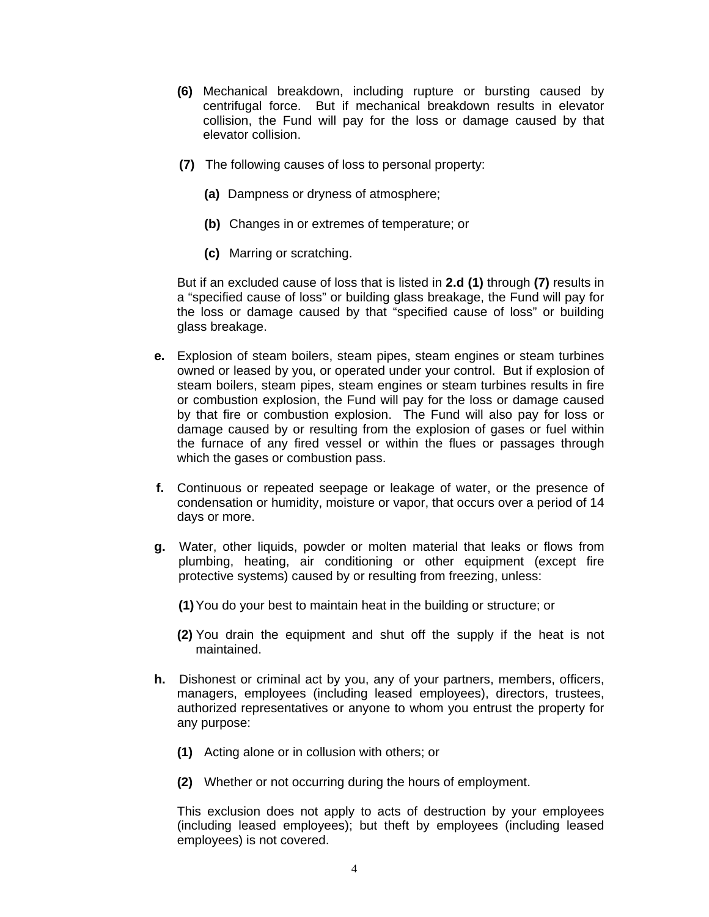**(6)** Mechanical breakdown, including rupture or bursting caused by centrifugal force. But if mechanical breakdown results in elevator collision, the Fund will pay for the loss or damage caused by that elevator collision.

**(7)** The following causes of loss to personal property:

**(a)** Dampness or dryness of atmosphere;

**(b)** Changes in or extremes of temperature; or

**(c)** Marring or scratching.

But if an excluded cause of loss that is listed in **2.d (1)** through **(7)** results in a "specified cause of loss" or building glass breakage, the Fund will pay for the loss or damage caused by that "specified cause of loss" or building glass breakage.

**e.** Explosion of steam boilers, steam pipes, steam engines or steam turbines owned or leased by you, or operated under your control. But if explosion of steam boilers, steam pipes, steam engines or steam turbines results in fire or combustion explosion, the Fund will pay for the loss or damage caused by that fire or combustion explosion. The Fund will also pay for loss or damage caused by or resulting from the explosion of gases or fuel within the furnace of any fired vessel or within the flues or passages through which the gases or combustion pass.

**f.** Continuous or repeated seepage or leakage of water, or the presence of condensation or humidity, moisture or vapor, that occurs over a period of 14 days or more.

**g.** Water, other liquids, powder or molten material that leaks or flows from plumbing, heating, air conditioning or other equipment (except fire protective systems) caused by or resulting from freezing, unless:

**(1)** You do your best to maintain heat in the building or structure; or

**(2)** You drain the equipment and shut off the supply if the heat is not maintained.

**h.** Dishonest or criminal act by you, any of your partners, members, officers, managers, employees (including leased employees), directors, trustees, authorized representatives or anyone to whom you entrust the property for any purpose:

**(1)** Acting alone or in collusion with others; or

**(2)** Whether or not occurring during the hours of employment.

This exclusion does not apply to acts of destruction by your employees (including leased employees); but theft by employees (including leased employees) is not covered.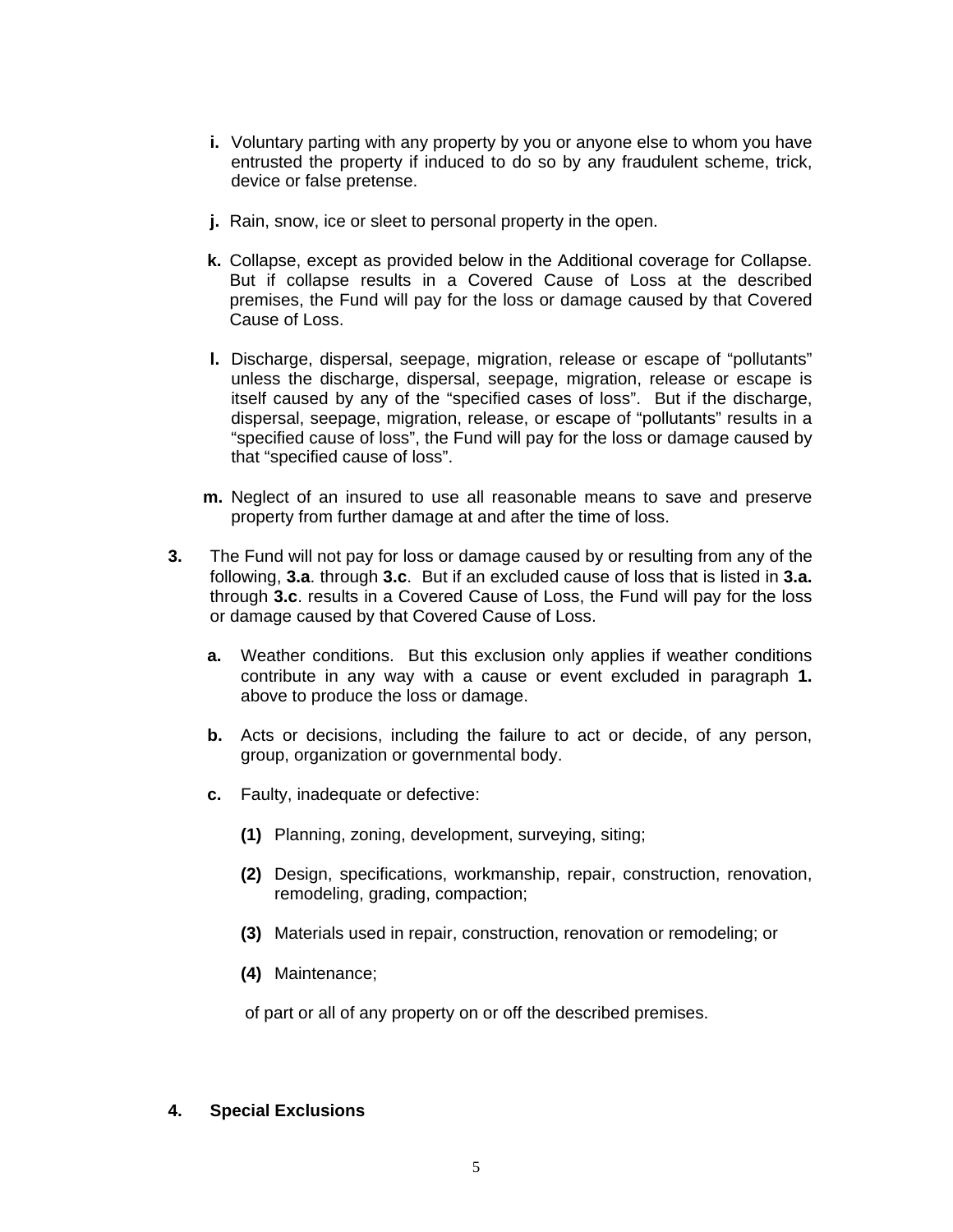**i.** Voluntary parting with any property by you or anyone else to whom you have entrusted the property if induced to do so by any fraudulent scheme, trick, device or false pretense.

**j.** Rain, snow, ice or sleet to personal property in the open.

**k.** Collapse, except as provided below in the Additional coverage for Collapse. But if collapse results in a Covered Cause of Loss at the described premises, the Fund will pay for the loss or damage caused by that Covered Cause of Loss.

**l.** Discharge, dispersal, seepage, migration, release or escape of "pollutants" unless the discharge, dispersal, seepage, migration, release or escape is itself caused by any of the "specified cases of loss". But if the discharge, dispersal, seepage, migration, release, or escape of "pollutants" results in a "specified cause of loss", the Fund will pay for the loss or damage caused by that "specified cause of loss".

**m.** Neglect of an insured to use all reasonable means to save and preserve property from further damage at and after the time of loss.

**3.** The Fund will not pay for loss or damage caused by or resulting from any of the following, **3.a**. through **3.c**. But if an excluded cause of loss that is listed in **3.a.** through **3.c**. results in a Covered Cause of Loss, the Fund will pay for the loss or damage caused by that Covered Cause of Loss.

**a.** Weather conditions. But this exclusion only applies if weather conditions contribute in any way with a cause or event excluded in paragraph **1.** above to produce the loss or damage.

**b.** Acts or decisions, including the failure to act or decide, of any person, group, organization or governmental body.

**c.** Faulty, inadequate or defective:

**(1)** Planning, zoning, development, surveying, siting;

**(2)** Design, specifications, workmanship, repair, construction, renovation, remodeling, grading, compaction;

**(3)** Materials used in repair, construction, renovation or remodeling; or

**(4)** Maintenance;

of part or all of any property on or off the described premises.

**4. Special Exclusions**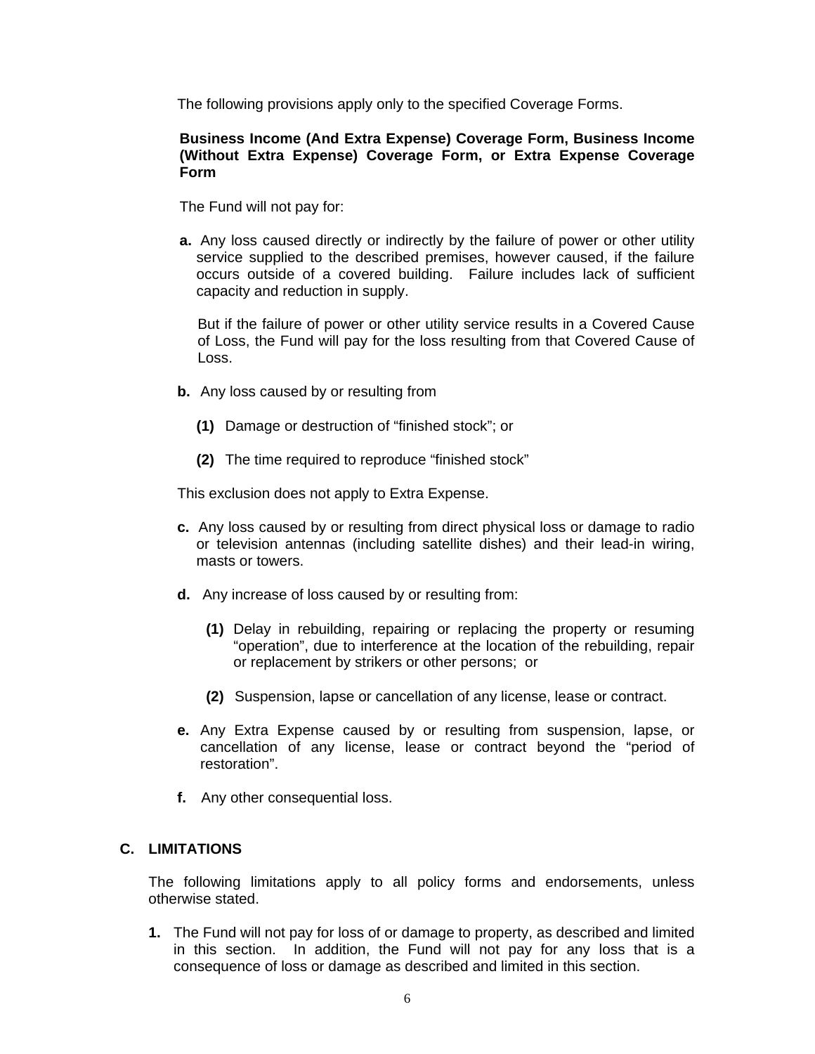The following provisions apply only to the specified Coverage Forms.

**Business Income (And Extra Expense) Coverage Form, Business Income (Without Extra Expense) Coverage Form, or Extra Expense Coverage Form**

The Fund will not pay for:

**a.** Any loss caused directly or indirectly by the failure of power or other utility service supplied to the described premises, however caused, if the failure occurs outside of a covered building. Failure includes lack of sufficient capacity and reduction in supply.

But if the failure of power or other utility service results in a Covered Cause of Loss, the Fund will pay for the loss resulting from that Covered Cause of Loss.

**b.** Any loss caused by or resulting from

**(1)** Damage or destruction of "finished stock"; or

**(2)** The time required to reproduce "finished stock"

This exclusion does not apply to Extra Expense.

**c.** Any loss caused by or resulting from direct physical loss or damage to radio or television antennas (including satellite dishes) and their lead-in wiring, masts or towers.

**d.** Any increase of loss caused by or resulting from:

**(1)** Delay in rebuilding, repairing or replacing the property or resuming "operation", due to interference at the location of the rebuilding, repair or replacement by strikers or other persons; or

**(2)** Suspension, lapse or cancellation of any license, lease or contract.

**e.** Any Extra Expense caused by or resulting from suspension, lapse, or cancellation of any license, lease or contract beyond the "period of restoration".

**f.** Any other consequential loss.

## C. LIMITATIONS

The following limitations apply to all policy forms and endorsements, unless otherwise stated.

**1.** The Fund will not pay for loss of or damage to property, as described and limited in this section. In addition, the Fund will not pay for any loss that is a consequence of loss or damage as described and limited in this section.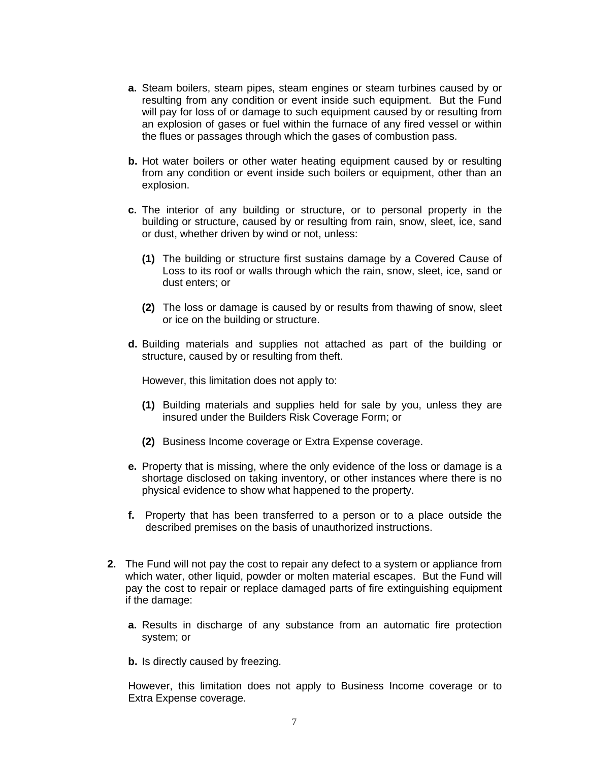**a.** Steam boilers, steam pipes, steam engines or steam turbines caused by or resulting from any condition or event inside such equipment. But the Fund will pay for loss of or damage to such equipment caused by or resulting from an explosion of gases or fuel within the furnace of any fired vessel or within the flues or passages through which the gases of combustion pass.

**b.** Hot water boilers or other water heating equipment caused by or resulting from any condition or event inside such boilers or equipment, other than an explosion.

**c.** The interior of any building or structure, or to personal property in the building or structure, caused by or resulting from rain, snow, sleet, ice, sand or dust, whether driven by wind or not, unless:

  **(1)** The building or structure first sustains damage by a Covered Cause of Loss to its roof or walls through which the rain, snow, sleet, ice, sand or dust enters; or

  **(2)** The loss or damage is caused by or results from thawing of snow, sleet or ice on the building or structure.

**d.** Building materials and supplies not attached as part of the building or structure, caused by or resulting from theft.

  However, this limitation does not apply to:

  **(1)** Building materials and supplies held for sale by you, unless they are insured under the Builders Risk Coverage Form; or

  **(2)** Business Income coverage or Extra Expense coverage.

**e.** Property that is missing, where the only evidence of the loss or damage is a shortage disclosed on taking inventory, or other instances where there is no physical evidence to show what happened to the property.

**f.** Property that has been transferred to a person or to a place outside the described premises on the basis of unauthorized instructions.

**2.** The Fund will not pay the cost to repair any defect to a system or appliance from which water, other liquid, powder or molten material escapes. But the Fund will pay the cost to repair or replace damaged parts of fire extinguishing equipment if the damage:

  **a.** Results in discharge of any substance from an automatic fire protection system; or

  **b.** Is directly caused by freezing.

  However, this limitation does not apply to Business Income coverage or to Extra Expense coverage.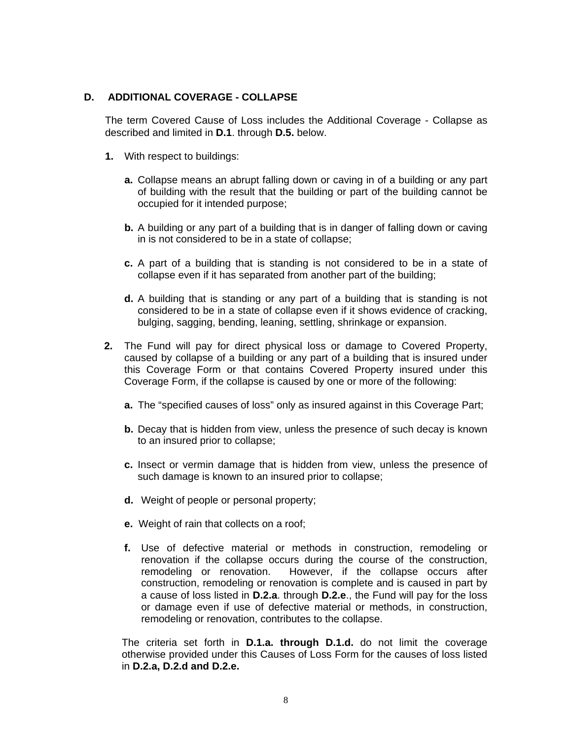## D. ADDITIONAL COVERAGE - COLLAPSE

The term Covered Cause of Loss includes the Additional Coverage - Collapse as described and limited in **D.1**. through **D.5.** below.

**1.** With respect to buildings:

**a.** Collapse means an abrupt falling down or caving in of a building or any part of building with the result that the building or part of the building cannot be occupied for it intended purpose;

**b.** A building or any part of a building that is in danger of falling down or caving in is not considered to be in a state of collapse;

**c.** A part of a building that is standing is not considered to be in a state of collapse even if it has separated from another part of the building;

**d.** A building that is standing or any part of a building that is standing is not considered to be in a state of collapse even if it shows evidence of cracking, bulging, sagging, bending, leaning, settling, shrinkage or expansion.

**2.** The Fund will pay for direct physical loss or damage to Covered Property, caused by collapse of a building or any part of a building that is insured under this Coverage Form or that contains Covered Property insured under this Coverage Form, if the collapse is caused by one or more of the following:

**a.** The “specified causes of loss” only as insured against in this Coverage Part;

**b.** Decay that is hidden from view, unless the presence of such decay is known to an insured prior to collapse;

**c.** Insect or vermin damage that is hidden from view, unless the presence of such damage is known to an insured prior to collapse;

**d.** Weight of people or personal property;

**e.** Weight of rain that collects on a roof;

**f.** Use of defective material or methods in construction, remodeling or renovation if the collapse occurs during the course of the construction, remodeling or renovation. However, if the collapse occurs after construction, remodeling or renovation is complete and is caused in part by a cause of loss listed in **D.2.a**. through **D.2.e**., the Fund will pay for the loss or damage even if use of defective material or methods, in construction, remodeling or renovation, contributes to the collapse.

The criteria set forth in **D.1.a. through D.1.d.** do not limit the coverage otherwise provided under this Causes of Loss Form for the causes of loss listed in **D.2.a, D.2.d and D.2.e.**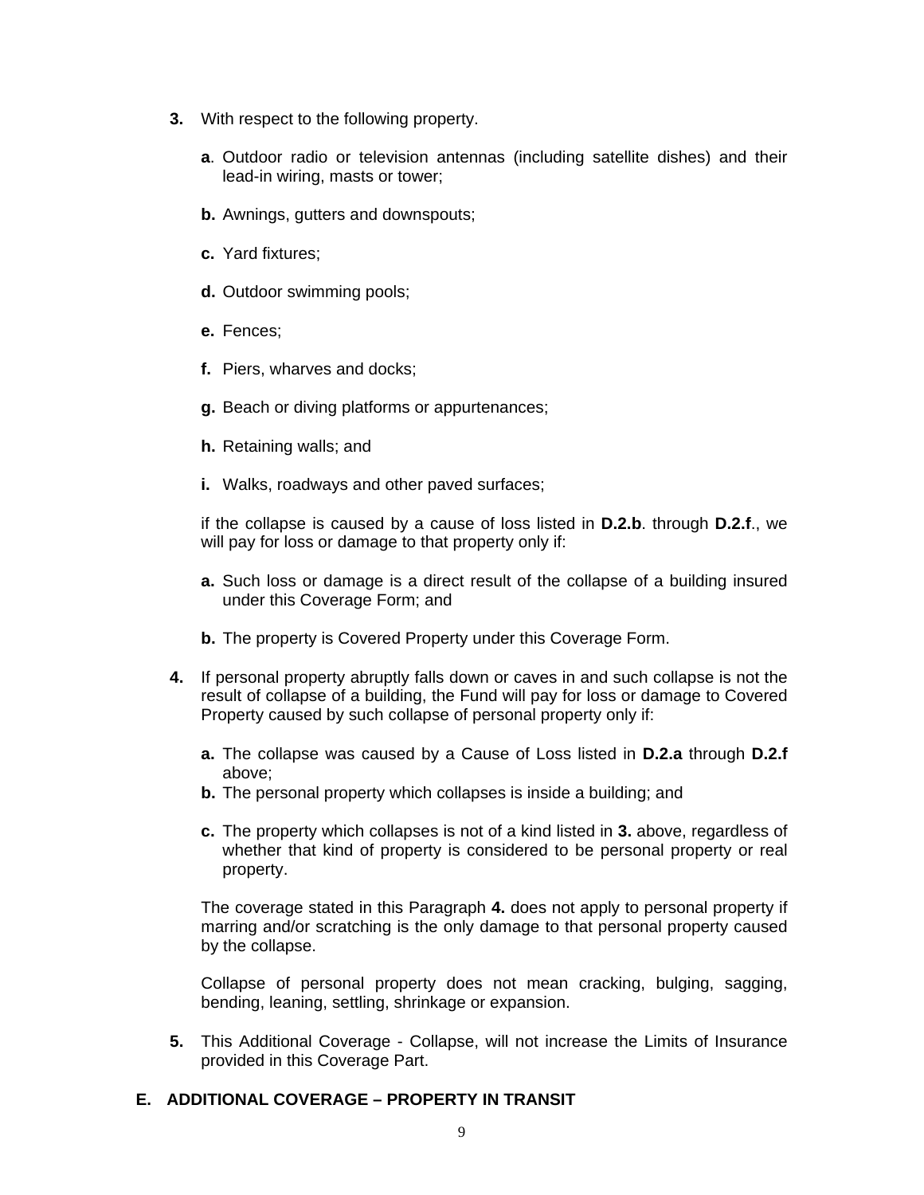**3.** With respect to the following property.

**a**. Outdoor radio or television antennas (including satellite dishes) and their lead-in wiring, masts or tower;

**b.** Awnings, gutters and downspouts;

**c.** Yard fixtures;

**d.** Outdoor swimming pools;

**e.** Fences;

**f.** Piers, wharves and docks;

**g.** Beach or diving platforms or appurtenances;

**h.** Retaining walls; and

**i.** Walks, roadways and other paved surfaces;

if the collapse is caused by a cause of loss listed in **D.2.b**. through **D.2.f**., we will pay for loss or damage to that property only if:

**a.** Such loss or damage is a direct result of the collapse of a building insured under this Coverage Form; and

**b.** The property is Covered Property under this Coverage Form.

**4.** If personal property abruptly falls down or caves in and such collapse is not the result of collapse of a building, the Fund will pay for loss or damage to Covered Property caused by such collapse of personal property only if:

**a.** The collapse was caused by a Cause of Loss listed in **D.2.a** through **D.2.f** above;

**b.** The personal property which collapses is inside a building; and

**c.** The property which collapses is not of a kind listed in **3.** above, regardless of whether that kind of property is considered to be personal property or real property.

The coverage stated in this Paragraph **4.** does not apply to personal property if marring and/or scratching is the only damage to that personal property caused by the collapse.

Collapse of personal property does not mean cracking, bulging, sagging, bending, leaning, settling, shrinkage or expansion.

**5.** This Additional Coverage - Collapse, will not increase the Limits of Insurance provided in this Coverage Part.

## E. ADDITIONAL COVERAGE – PROPERTY IN TRANSIT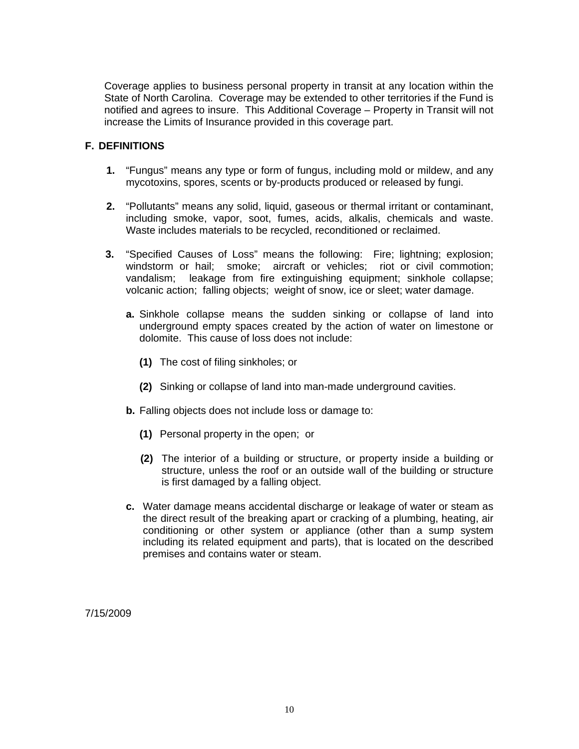Coverage applies to business personal property in transit at any location within the State of North Carolina. Coverage may be extended to other territories if the Fund is notified and agrees to insure. This Additional Coverage – Property in Transit will not increase the Limits of Insurance provided in this coverage part.

## F. DEFINITIONS

**1.** "Fungus" means any type or form of fungus, including mold or mildew, and any mycotoxins, spores, scents or by-products produced or released by fungi.

**2.** "Pollutants" means any solid, liquid, gaseous or thermal irritant or contaminant, including smoke, vapor, soot, fumes, acids, alkalis, chemicals and waste. Waste includes materials to be recycled, reconditioned or reclaimed.

**3.** "Specified Causes of Loss" means the following: Fire; lightning; explosion; windstorm or hail; smoke; aircraft or vehicles; riot or civil commotion; vandalism; leakage from fire extinguishing equipment; sinkhole collapse; volcanic action; falling objects; weight of snow, ice or sleet; water damage.

**a.** Sinkhole collapse means the sudden sinking or collapse of land into underground empty spaces created by the action of water on limestone or dolomite. This cause of loss does not include:

**(1)** The cost of filing sinkholes; or

**(2)** Sinking or collapse of land into man-made underground cavities.

**b.** Falling objects does not include loss or damage to:

**(1)** Personal property in the open; or

**(2)** The interior of a building or structure, or property inside a building or structure, unless the roof or an outside wall of the building or structure is first damaged by a falling object.

**c.** Water damage means accidental discharge or leakage of water or steam as the direct result of the breaking apart or cracking of a plumbing, heating, air conditioning or other system or appliance (other than a sump system including its related equipment and parts), that is located on the described premises and contains water or steam.

7/15/2009